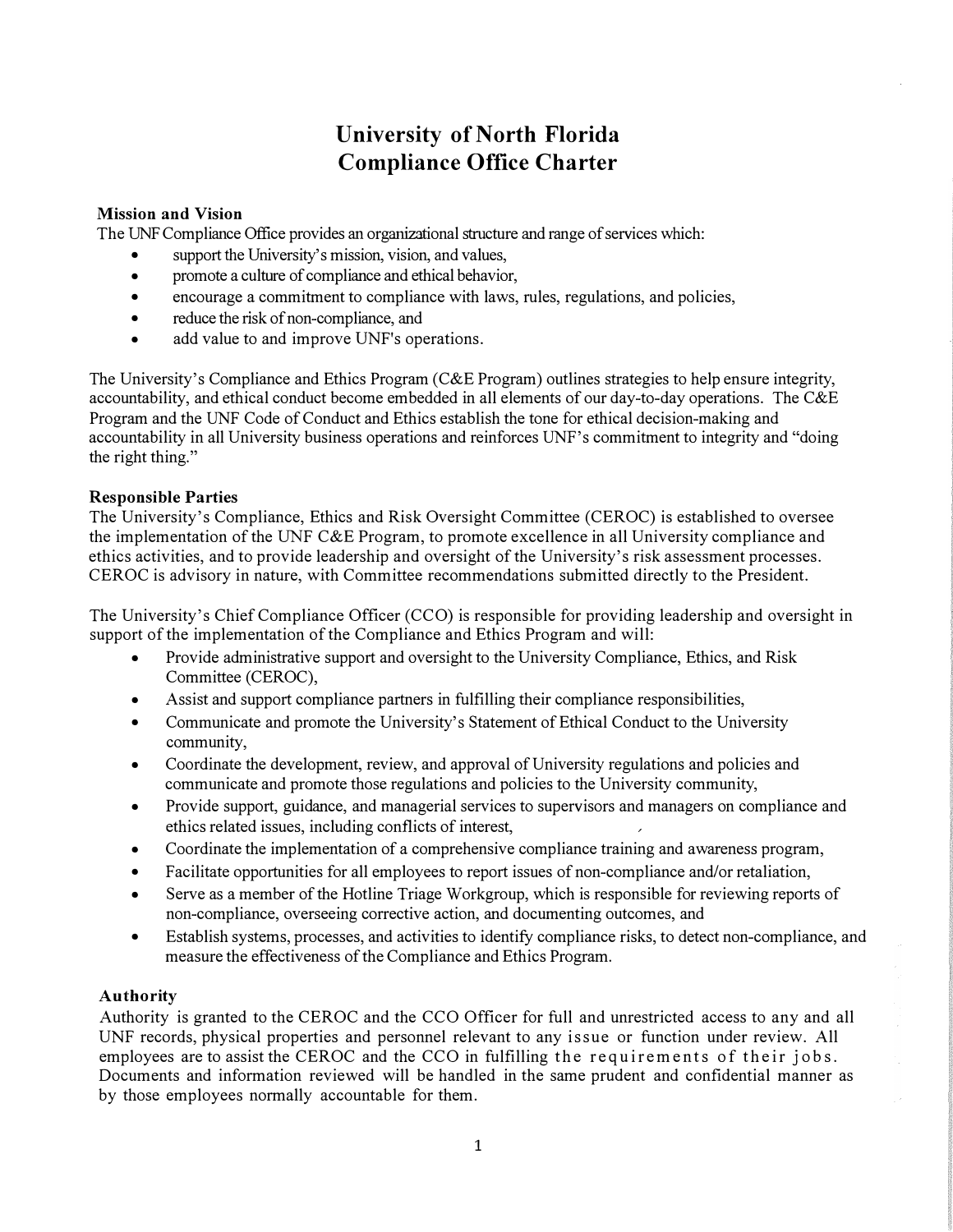# University of North Florida
# Compliance Office Charter

### Mission and Vision

The UNF Compliance Office provides an organizational structure and range of services which:

- support the University's mission, vision, and values,
- promote a culture of compliance and ethical behavior,
- encourage a commitment to compliance with laws, rules, regulations, and policies,
- reduce the risk of non-compliance, and
- add value to and improve UNF's operations.

The University's Compliance and Ethics Program (C&E Program) outlines strategies to help ensure integrity, accountability, and ethical conduct become embedded in all elements of our day-to-day operations. The C&E Program and the UNF Code of Conduct and Ethics establish the tone for ethical decision-making and accountability in all University business operations and reinforces UNF's commitment to integrity and "doing the right thing."

### Responsible Parties

The University's Compliance, Ethics and Risk Oversight Committee (CEROC) is established to oversee the implementation of the UNF C&E Program, to promote excellence in all University compliance and ethics activities, and to provide leadership and oversight of the University's risk assessment processes. CEROC is advisory in nature, with Committee recommendations submitted directly to the President.

The University's Chief Compliance Officer (CCO) is responsible for providing leadership and oversight in support of the implementation of the Compliance and Ethics Program and will:

- Provide administrative support and oversight to the University Compliance, Ethics, and Risk Committee (CEROC),
- Assist and support compliance partners in fulfilling their compliance responsibilities,
- Communicate and promote the University's Statement of Ethical Conduct to the University community,
- Coordinate the development, review, and approval of University regulations and policies and communicate and promote those regulations and policies to the University community,
- Provide support, guidance, and managerial services to supervisors and managers on compliance and ethics related issues, including conflicts of interest,
- Coordinate the implementation of a comprehensive compliance training and awareness program,
- Facilitate opportunities for all employees to report issues of non-compliance and/or retaliation,
- Serve as a member of the Hotline Triage Workgroup, which is responsible for reviewing reports of non-compliance, overseeing corrective action, and documenting outcomes, and
- Establish systems, processes, and activities to identify compliance risks, to detect non-compliance, and measure the effectiveness of the Compliance and Ethics Program.

### Authority

Authority is granted to the CEROC and the CCO Officer for full and unrestricted access to any and all UNF records, physical properties and personnel relevant to any issue or function under review. All employees are to assist the CEROC and the CCO in fulfilling the requirements of their jobs. Documents and information reviewed will be handled in the same prudent and confidential manner as by those employees normally accountable for them.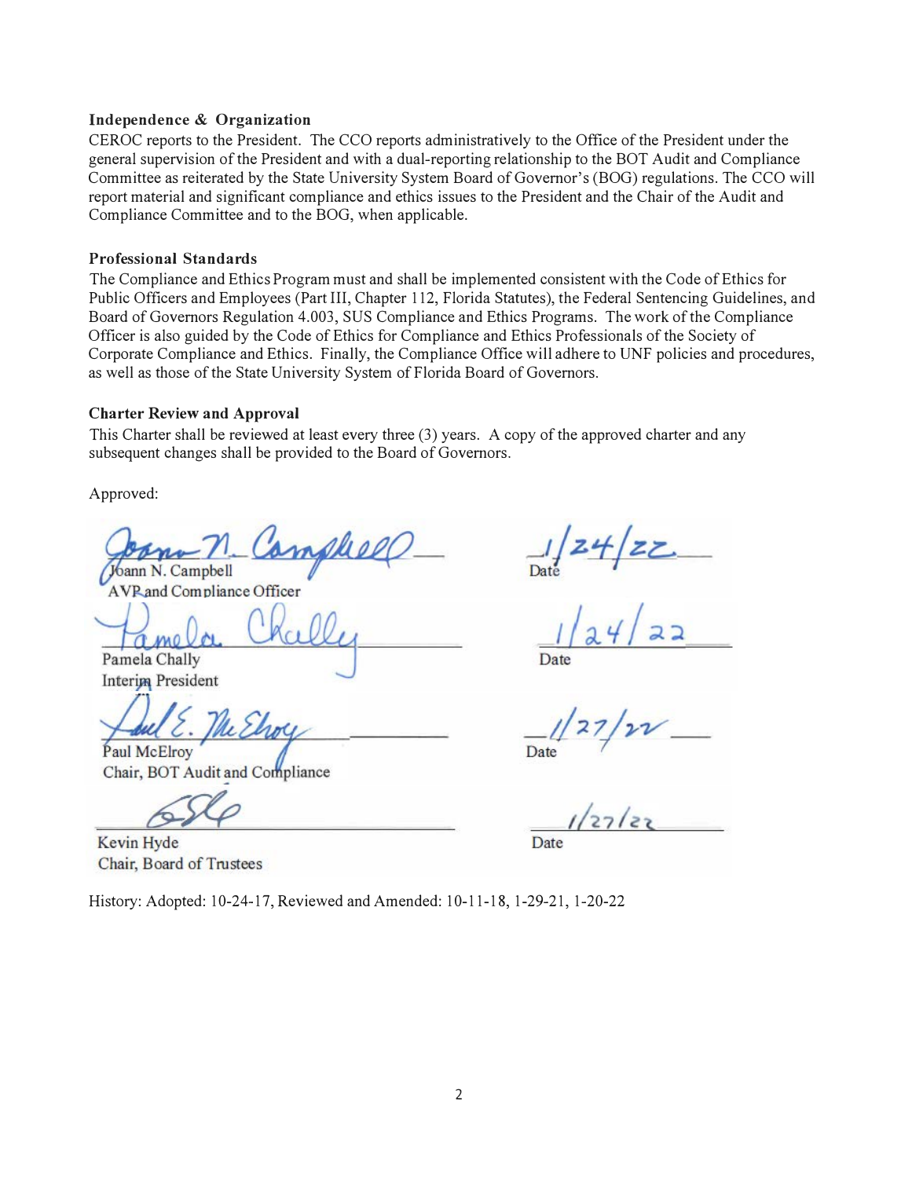**Independence & Organization**

CEROC reports to the President. The CCO reports administratively to the Office of the President under the general supervision of the President and with a dual-reporting relationship to the BOT Audit and Compliance Committee as reiterated by the State University System Board of Governor's (BOG) regulations. The CCO will report material and significant compliance and ethics issues to the President and the Chair of the Audit and Compliance Committee and to the BOG, when applicable.

**Professional Standards**

The Compliance and Ethics Program must and shall be implemented consistent with the Code of Ethics for Public Officers and Employees (Part III, Chapter 112, Florida Statutes), the Federal Sentencing Guidelines, and Board of Governors Regulation 4.003, SUS Compliance and Ethics Programs. The work of the Compliance Officer is also guided by the Code of Ethics for Compliance and Ethics Professionals of the Society of Corporate Compliance and Ethics. Finally, the Compliance Office will adhere to UNF policies and procedures, as well as those of the State University System of Florida Board of Governors.

**Charter Review and Approval**

This Charter shall be reviewed at least every three (3) years. A copy of the approved charter and any subsequent changes shall be provided to the Board of Governors.

Approved:

| | |
|---|---|
| Joann N. Campbell (signature)<br>Joann N. Campbell<br>AVP and Compliance Officer | 1/24/22<br>Date |
| Pamela Chally (signature)<br>Pamela Chally<br>Interim President | 1/24/22<br>Date |
| Paul E. McElroy (signature)<br>Paul McElroy<br>Chair, BOT Audit and Compliance | 1/27/22<br>Date |
| (signature)<br>Kevin Hyde<br>Chair, Board of Trustees | 1/27/22<br>Date |

History: Adopted: 10-24-17, Reviewed and Amended: 10-11-18, 1-29-21, 1-20-22